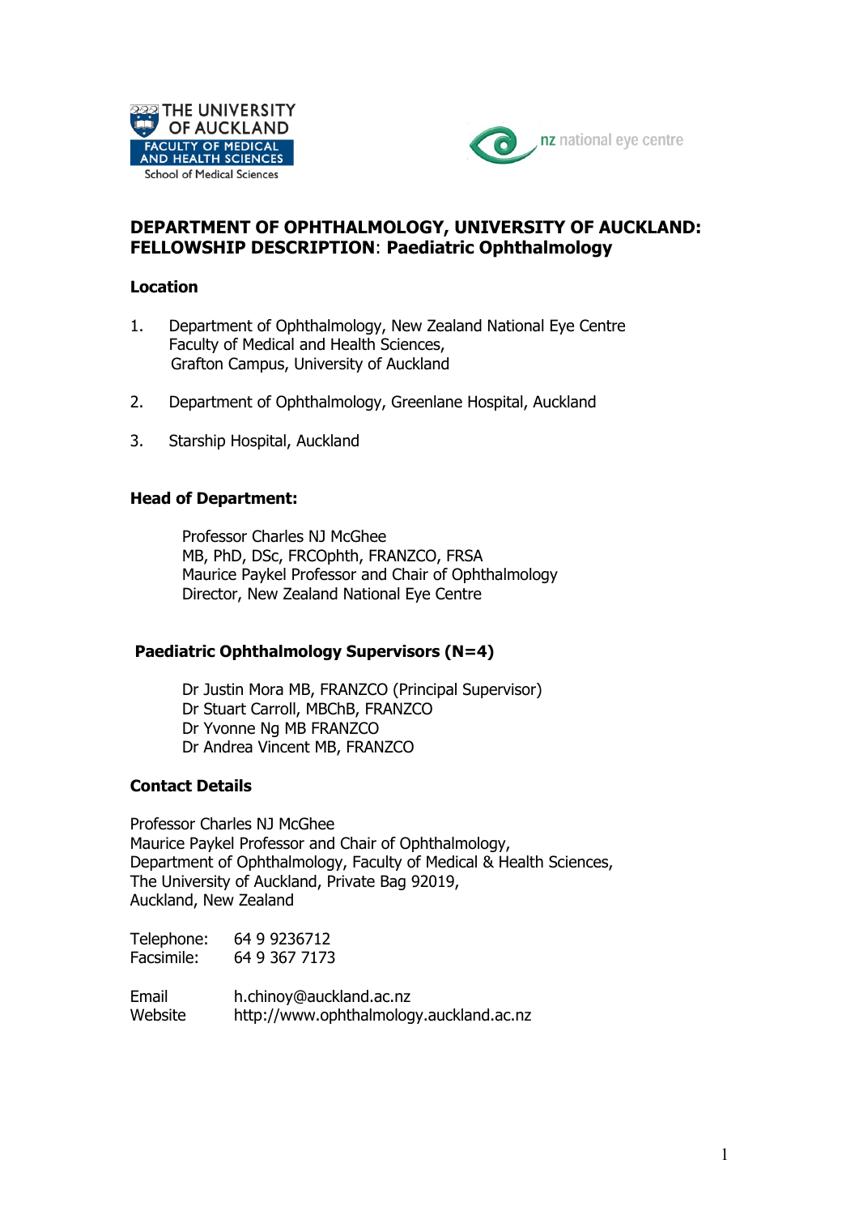THE UNIVERSITY OF AUCKLAND
FACULTY OF MEDICAL AND HEALTH SCIENCES
School of Medical Sciences

nz national eye centre

# DEPARTMENT OF OPHTHALMOLOGY, UNIVERSITY OF AUCKLAND: FELLOWSHIP DESCRIPTION: Paediatric Ophthalmology

## Location

1. Department of Ophthalmology, New Zealand National Eye Centre
   Faculty of Medical and Health Sciences,
   Grafton Campus, University of Auckland

2. Department of Ophthalmology, Greenlane Hospital, Auckland

3. Starship Hospital, Auckland

## Head of Department:

Professor Charles NJ McGhee
MB, PhD, DSc, FRCOphth, FRANZCO, FRSA
Maurice Paykel Professor and Chair of Ophthalmology
Director, New Zealand National Eye Centre

## Paediatric Ophthalmology Supervisors (N=4)

Dr Justin Mora MB, FRANZCO (Principal Supervisor)
Dr Stuart Carroll, MBChB, FRANZCO
Dr Yvonne Ng MB FRANZCO
Dr Andrea Vincent MB, FRANZCO

## Contact Details

Professor Charles NJ McGhee
Maurice Paykel Professor and Chair of Ophthalmology,
Department of Ophthalmology, Faculty of Medical & Health Sciences,
The University of Auckland, Private Bag 92019,
Auckland, New Zealand

Telephone: 64 9 9236712
Facsimile: 64 9 367 7173

Email h.chinoy@auckland.ac.nz
Website http://www.ophthalmology.auckland.ac.nz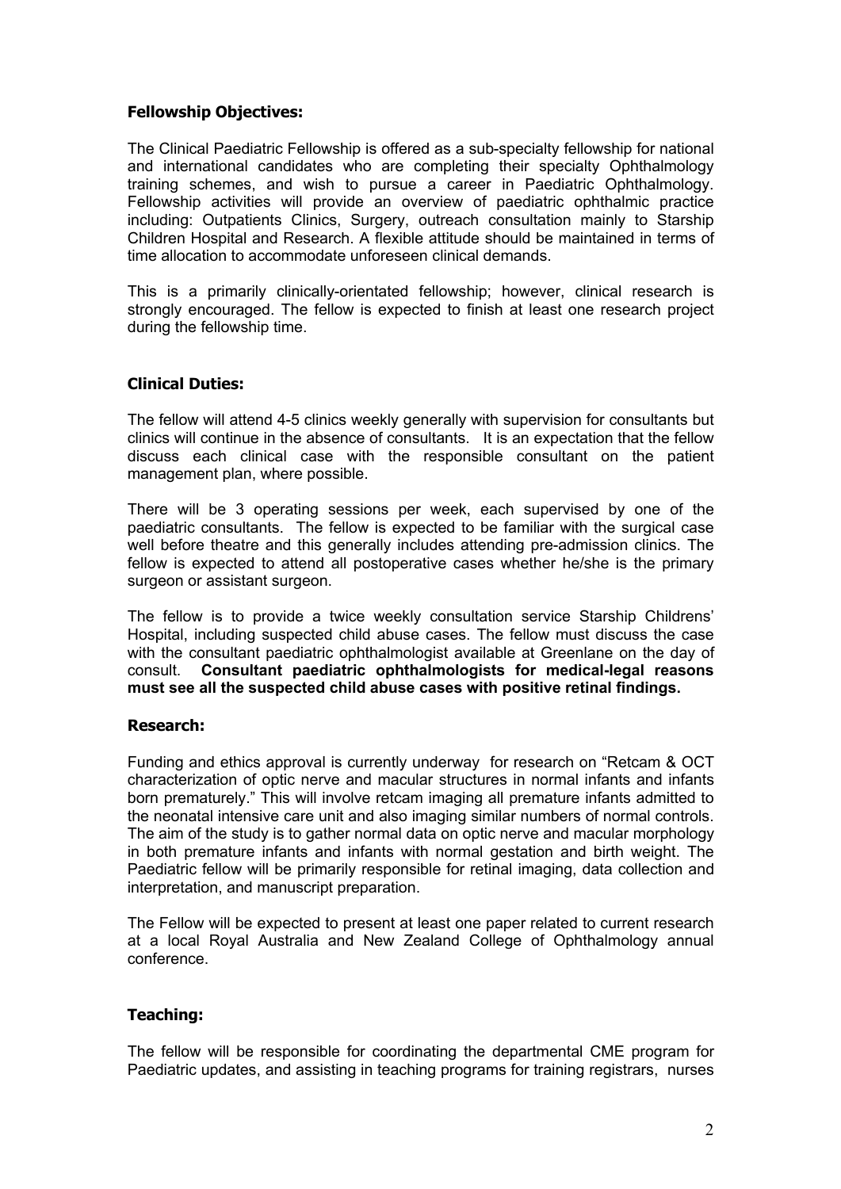### Fellowship Objectives:

The Clinical Paediatric Fellowship is offered as a sub-specialty fellowship for national and international candidates who are completing their specialty Ophthalmology training schemes, and wish to pursue a career in Paediatric Ophthalmology. Fellowship activities will provide an overview of paediatric ophthalmic practice including: Outpatients Clinics, Surgery, outreach consultation mainly to Starship Children Hospital and Research. A flexible attitude should be maintained in terms of time allocation to accommodate unforeseen clinical demands.

This is a primarily clinically-orientated fellowship; however, clinical research is strongly encouraged. The fellow is expected to finish at least one research project during the fellowship time.

### Clinical Duties:

The fellow will attend 4-5 clinics weekly generally with supervision for consultants but clinics will continue in the absence of consultants. It is an expectation that the fellow discuss each clinical case with the responsible consultant on the patient management plan, where possible.

There will be 3 operating sessions per week, each supervised by one of the paediatric consultants. The fellow is expected to be familiar with the surgical case well before theatre and this generally includes attending pre-admission clinics. The fellow is expected to attend all postoperative cases whether he/she is the primary surgeon or assistant surgeon.

The fellow is to provide a twice weekly consultation service Starship Childrens' Hospital, including suspected child abuse cases. The fellow must discuss the case with the consultant paediatric ophthalmologist available at Greenlane on the day of consult. **Consultant paediatric ophthalmologists for medical-legal reasons must see all the suspected child abuse cases with positive retinal findings.**

### Research:

Funding and ethics approval is currently underway for research on "Retcam & OCT characterization of optic nerve and macular structures in normal infants and infants born prematurely." This will involve retcam imaging all premature infants admitted to the neonatal intensive care unit and also imaging similar numbers of normal controls. The aim of the study is to gather normal data on optic nerve and macular morphology in both premature infants and infants with normal gestation and birth weight. The Paediatric fellow will be primarily responsible for retinal imaging, data collection and interpretation, and manuscript preparation.

The Fellow will be expected to present at least one paper related to current research at a local Royal Australia and New Zealand College of Ophthalmology annual conference.

### Teaching:

The fellow will be responsible for coordinating the departmental CME program for Paediatric updates, and assisting in teaching programs for training registrars, nurses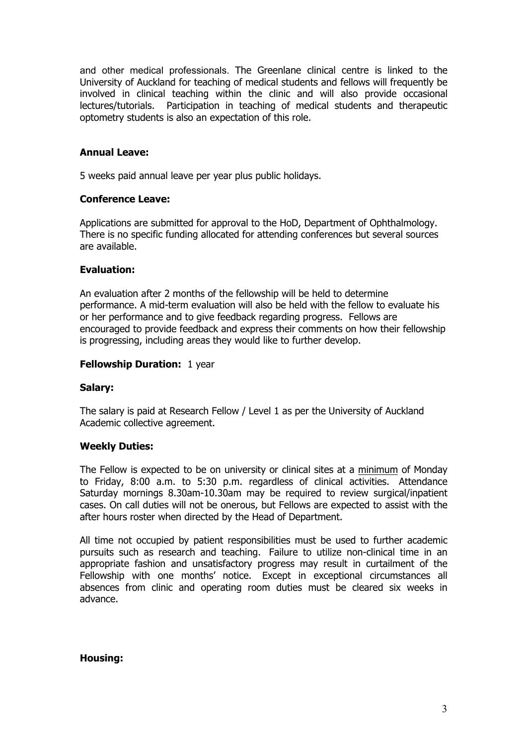and other medical professionals. The Greenlane clinical centre is linked to the University of Auckland for teaching of medical students and fellows will frequently be involved in clinical teaching within the clinic and will also provide occasional lectures/tutorials. Participation in teaching of medical students and therapeutic optometry students is also an expectation of this role.

**Annual Leave:**

5 weeks paid annual leave per year plus public holidays.

**Conference Leave:**

Applications are submitted for approval to the HoD, Department of Ophthalmology. There is no specific funding allocated for attending conferences but several sources are available.

**Evaluation:**

An evaluation after 2 months of the fellowship will be held to determine performance. A mid-term evaluation will also be held with the fellow to evaluate his or her performance and to give feedback regarding progress. Fellows are encouraged to provide feedback and express their comments on how their fellowship is progressing, including areas they would like to further develop.

**Fellowship Duration:** 1 year

**Salary:**

The salary is paid at Research Fellow / Level 1 as per the University of Auckland Academic collective agreement.

**Weekly Duties:**

The Fellow is expected to be on university or clinical sites at a <u>minimum</u> of Monday to Friday, 8:00 a.m. to 5:30 p.m. regardless of clinical activities. Attendance Saturday mornings 8.30am-10.30am may be required to review surgical/inpatient cases. On call duties will not be onerous, but Fellows are expected to assist with the after hours roster when directed by the Head of Department.

All time not occupied by patient responsibilities must be used to further academic pursuits such as research and teaching. Failure to utilize non-clinical time in an appropriate fashion and unsatisfactory progress may result in curtailment of the Fellowship with one months' notice. Except in exceptional circumstances all absences from clinic and operating room duties must be cleared six weeks in advance.

**Housing:**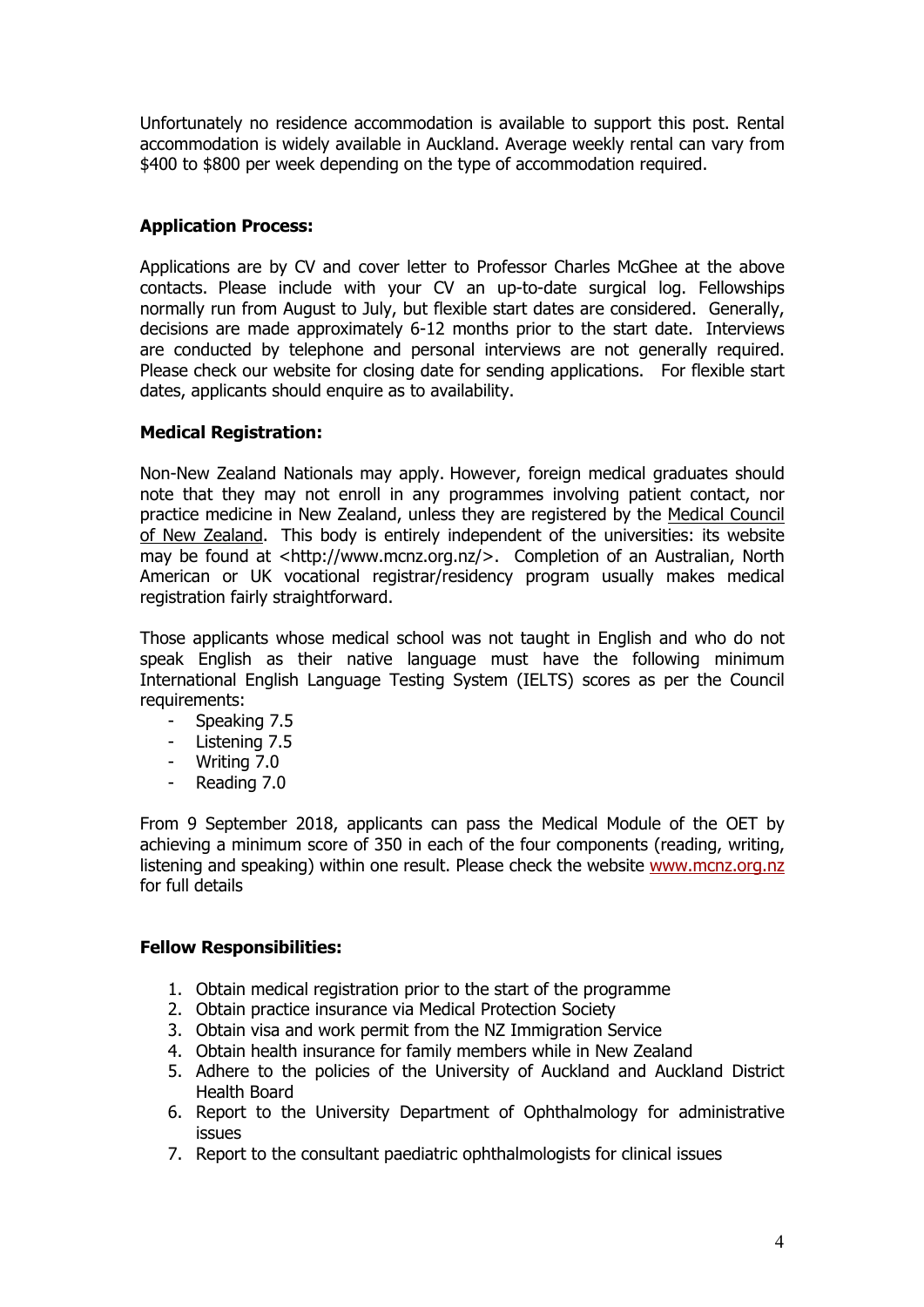Unfortunately no residence accommodation is available to support this post. Rental accommodation is widely available in Auckland. Average weekly rental can vary from $400 to $800 per week depending on the type of accommodation required.

**Application Process:**

Applications are by CV and cover letter to Professor Charles McGhee at the above contacts. Please include with your CV an up-to-date surgical log. Fellowships normally run from August to July, but flexible start dates are considered. Generally, decisions are made approximately 6-12 months prior to the start date. Interviews are conducted by telephone and personal interviews are not generally required. Please check our website for closing date for sending applications. For flexible start dates, applicants should enquire as to availability.

**Medical Registration:**

Non-New Zealand Nationals may apply. However, foreign medical graduates should note that they may not enroll in any programmes involving patient contact, nor practice medicine in New Zealand, unless they are registered by the Medical Council of New Zealand. This body is entirely independent of the universities: its website may be found at <http://www.mcnz.org.nz/>. Completion of an Australian, North American or UK vocational registrar/residency program usually makes medical registration fairly straightforward.

Those applicants whose medical school was not taught in English and who do not speak English as their native language must have the following minimum International English Language Testing System (IELTS) scores as per the Council requirements:

- Speaking 7.5
- Listening 7.5
- Writing 7.0
- Reading 7.0

From 9 September 2018, applicants can pass the Medical Module of the OET by achieving a minimum score of 350 in each of the four components (reading, writing, listening and speaking) within one result. Please check the website www.mcnz.org.nz for full details

**Fellow Responsibilities:**

1. Obtain medical registration prior to the start of the programme
2. Obtain practice insurance via Medical Protection Society
3. Obtain visa and work permit from the NZ Immigration Service
4. Obtain health insurance for family members while in New Zealand
5. Adhere to the policies of the University of Auckland and Auckland District Health Board
6. Report to the University Department of Ophthalmology for administrative issues
7. Report to the consultant paediatric ophthalmologists for clinical issues